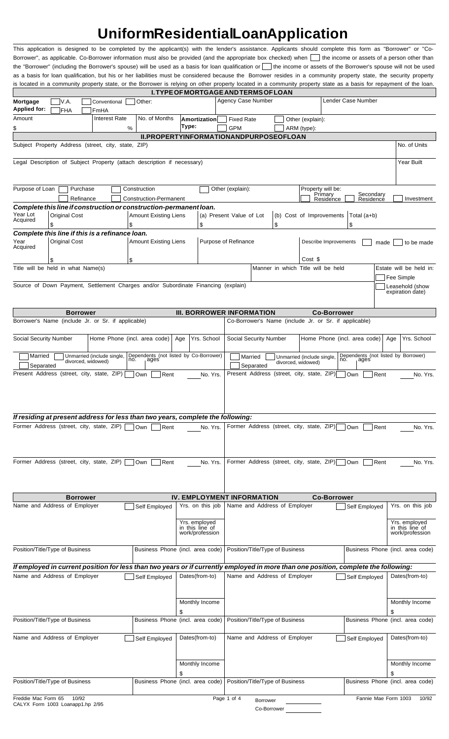# Uniform Residential Loan Application

This application is designed to be completed by the applicant(s) with the lender's assistance. Applicants should complete this form as "Borrower" or "Co-Borrower", as applicable. Co-Borrower information must also be provided (and the appropriate box checked) when ☐ the income or assets of a person other than the "Borrower" (including the Borrower's spouse) will be used as a basis for loan qualification or ☐ the income or assets of the Borrower's spouse will not be used as a basis for loan qualification, but his or her liabilities must be considered because the Borrower resides in a community property state, the security property is located in a community property state, or the Borrower is relying on other property located in a community property state as a basis for repayment of the loan.

## I. TYPE OF MORTGAGE AND TERMS OF LOAN

| Mortgage Applied for: | ☐ V.A. ☐ FHA | ☐ Conventional ☐ FmHA | ☐ Other: | | Agency Case Number | | Lender Case Number |
|---|---|---|---|---|---|---|---|
| Amount $ | | Interest Rate % | No. of Months | Amortization Type: | ☐ Fixed Rate ☐ GPM | ☐ Other (explain): ☐ ARM (type): | |

## II. PROPERTY INFORMATION AND PURPOSE OF LOAN

| Subject Property Address (street, city, state, ZIP) | No. of Units |
|---|---|
| Legal Description of Subject Property (attach description if necessary) | Year Built |

Purpose of Loan ☐ Purchase ☐ Refinance ☐ Construction ☐ Construction-Permanent ☐ Other (explain):

Property will be: ☐ Primary Residence ☐ Secondary Residence ☐ Investment

***Complete this line if construction or construction-permanent loan.***

| Year Lot Acquired | Original Cost | Amount Existing Liens | (a) Present Value of Lot | (b) Cost of Improvements | Total (a+b) |
|---|---|---|---|---|---|
| | $ | $ | $ | $ | $ |

***Complete this line if this is a refinance loan.***

| Year Acquired | Original Cost | Amount Existing Liens | Purpose of Refinance | Describe Improvements ☐ made ☐ to be made |
|---|---|---|---|---|
| | $ | $ | | Cost $ |

Title will be held in what Name(s) — Manner in which Title will be held — Estate will be held in: ☐ Fee Simple ☐ Leasehold (show expiration date)

Source of Down Payment, Settlement Charges and/or Subordinate Financing (explain)

## III. BORROWER INFORMATION

| Borrower | | | | Co-Borrower | | | |
|---|---|---|---|---|---|---|---|
| Borrower's Name (include Jr. or Sr. if applicable) | | | | Co-Borrower's Name (include Jr. or Sr. if applicable) | | | |
| Social Security Number | Home Phone (incl. area code) | Age | Yrs. School | Social Security Number | Home Phone (incl. area code) | Age | Yrs. School |
| ☐ Married ☐ Separated | ☐ Unmarried (include single, divorced, widowed) | Dependents (not listed by Co-Borrower) no. ages | | ☐ Married ☐ Separated | ☐ Unmarried (include single, divorced, widowed) | Dependents (not listed by Borrower) no. ages | |
| Present Address (street, city, state, ZIP) | ☐ Own ☐ Rent | | No. Yrs. | Present Address (street, city, state, ZIP) | ☐ Own ☐ Rent | | No. Yrs. |

***If residing at present address for less than two years, complete the following:***

| Borrower | | | Co-Borrower | | |
|---|---|---|---|---|---|
| Former Address (street, city, state, ZIP) | ☐ Own ☐ Rent | No. Yrs. | Former Address (street, city, state, ZIP) | ☐ Own ☐ Rent | No. Yrs. |
| Former Address (street, city, state, ZIP) | ☐ Own ☐ Rent | No. Yrs. | Former Address (street, city, state, ZIP) | ☐ Own ☐ Rent | No. Yrs. |

## IV. EMPLOYMENT INFORMATION

| Borrower | | | Co-Borrower | | |
|---|---|---|---|---|---|
| Name and Address of Employer | ☐ Self Employed | Yrs. on this job | Name and Address of Employer | ☐ Self Employed | Yrs. on this job |
| | | Yrs. employed in this line of work/profession | | | Yrs. employed in this line of work/profession |
| Position/Title/Type of Business | Business Phone (incl. area code) | | Position/Title/Type of Business | Business Phone (incl. area code) | |

***If employed in current position for less than two years or if currently employed in more than one position, complete the following:***

| Borrower | | | Co-Borrower | | |
|---|---|---|---|---|---|
| Name and Address of Employer | ☐ Self Employed | Dates(from-to) | Name and Address of Employer | ☐ Self Employed | Dates(from-to) |
| | | Monthly Income $ | | | Monthly Income $ |
| Position/Title/Type of Business | Business Phone (incl. area code) | | Position/Title/Type of Business | Business Phone (incl. area code) | |
| Name and Address of Employer | ☐ Self Employed | Dates(from-to) | Name and Address of Employer | ☐ Self Employed | Dates(from-to) |
| | | Monthly Income $ | | | Monthly Income $ |
| Position/Title/Type of Business | Business Phone (incl. area code) | | Position/Title/Type of Business | Business Phone (incl. area code) | |

Freddie Mac Form 65 10/92
CALYX Form 1003 Loanapp1.hp 2/95

Borrower ______
Co-Borrower ______

Fannie Mae Form 1003 10/92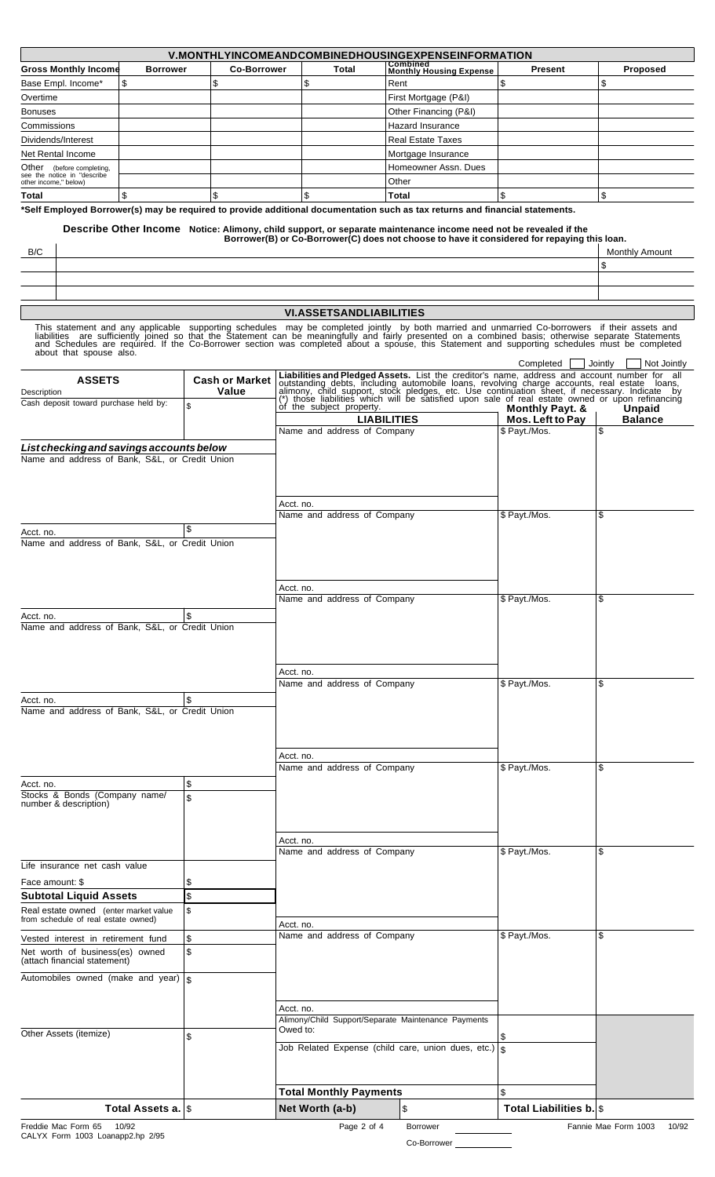## V. MONTHLY INCOME AND COMBINED HOUSING EXPENSE INFORMATION

| Gross Monthly Income | Borrower | Co-Borrower | Total | Combined Monthly Housing Expense | Present | Proposed |
|---|---|---|---|---|---|---|
| Base Empl. Income* | $ | $ | $ | Rent | $ | $ |
| Overtime | | | | First Mortgage (P&I) | | |
| Bonuses | | | | Other Financing (P&I) | | |
| Commissions | | | | Hazard Insurance | | |
| Dividends/Interest | | | | Real Estate Taxes | | |
| Net Rental Income | | | | Mortgage Insurance | | |
| Other (before completing, see the notice in "describe other income," below) | | | | Homeowner Assn. Dues | | |
| | | | | Other | | |
| **Total** | $ | $ | $ | **Total** | $ | $ |

**\*Self Employed Borrower(s) may be required to provide additional documentation such as tax returns and financial statements.**

**Describe Other Income** **Notice: Alimony, child support, or separate maintenance income need not be revealed if the Borrower(B) or Co-Borrower(C) does not choose to have it considered for repaying this loan.**

| B/C | | Monthly Amount |
|---|---|---|
| | | $ |
| | | |
| | | |

## VI. ASSETS AND LIABILITIES

This statement and any applicable supporting schedules may be completed jointly by both married and unmarried Co-borrowers if their assets and liabilities are sufficiently joined so that the Statement can be meaningfully and fairly presented on a combined basis; otherwise separate Statements and Schedules are required. If the Co-Borrower section was completed about a spouse, this Statement and supporting schedules must be completed about that spouse also.

Completed ☐ Jointly ☐ Not Jointly

| ASSETS Description | Cash or Market Value |
|---|---|
| Cash deposit toward purchase held by: | $ |
| ***List checking and savings accounts below*** | |
| Name and address of Bank, S&L, or Credit Union | |
| Acct. no. | $ |
| Name and address of Bank, S&L, or Credit Union | |
| Acct. no. | $ |
| Name and address of Bank, S&L, or Credit Union | |
| Acct. no. | $ |
| Name and address of Bank, S&L, or Credit Union | |
| Acct. no. | $ |
| Stocks & Bonds (Company name/ number & description) | $ |
| Life insurance net cash value | |
| Face amount: $ | $ |
| **Subtotal Liquid Assets** | $ |
| Real estate owned (enter market value from schedule of real estate owned) | $ |
| Vested interest in retirement fund | $ |
| Net worth of business(es) owned (attach financial statement) | $ |
| Automobiles owned (make and year) | $ |
| Other Assets (itemize) | $ |
| **Total Assets a.** | $ |

**Liabilities and Pledged Assets.** List the creditor's name, address and account number for all outstanding debts, including automobile loans, revolving charge accounts, real estate loans, alimony, child support, stock pledges, etc. Use continuation sheet, if necessary. Indicate by (*) those liabilities which will be satisfied upon sale of real estate owned or upon refinancing of the subject property.

| LIABILITIES | Monthly Payt. & Mos. Left to Pay | Unpaid Balance |
|---|---|---|
| Name and address of Company | $ Payt./Mos. | $ |
| Acct. no. | | |
| Name and address of Company | $ Payt./Mos. | $ |
| Acct. no. | | |
| Name and address of Company | $ Payt./Mos. | $ |
| Acct. no. | | |
| Name and address of Company | $ Payt./Mos. | $ |
| Acct. no. | | |
| Name and address of Company | $ Payt./Mos. | $ |
| Acct. no. | | |
| Name and address of Company | $ Payt./Mos. | $ |
| Acct. no. | | |
| Name and address of Company | $ Payt./Mos. | $ |
| Acct. no. | | |
| Alimony/Child Support/Separate Maintenance Payments Owed to: | $ | |
| Job Related Expense (child care, union dues, etc.) | $ | |
| **Total Monthly Payments** | $ | |
| **Net Worth (a-b)** $ | **Total Liabilities b.** | $ |

Freddie Mac Form 65 10/92
CALYX Form 1003 Loanapp2.hp 2/95

Borrower ____________
Co-Borrower ____________

Fannie Mae Form 1003 10/92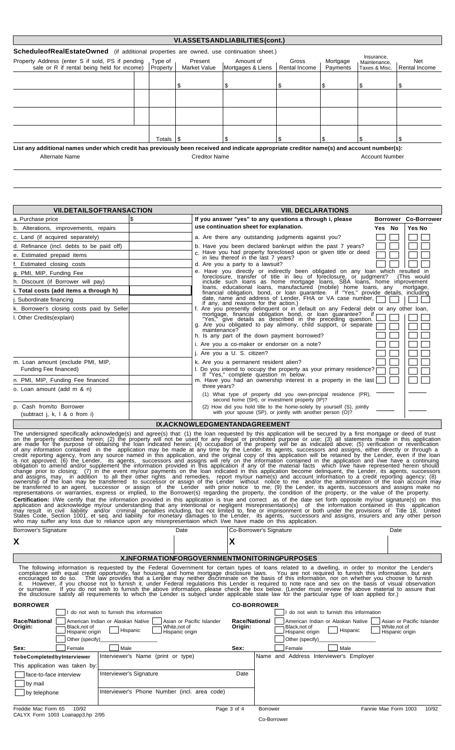## VI. ASSETS AND LIABILITIES (cont.)

**Schedule of Real Estate Owned** (if additional properties are owned, use continuation sheet.)

| Property Address (enter S if sold, PS if pending sale or R if rental being held for income) | Type of Property | Present Market Value | Amount of Mortgages & Liens | Gross Rental Income | Mortgage Payments | Insurance, Maintenance, Taxes & Misc. | Net Rental Income |
|---|---|---|---|---|---|---|---|
| | | $ | $ | $ | $ | $ | $ |
| | | | | | | | |
| | | | | | | | |
| | Totals | $ | $ | $ | $ | $ | $ |

**List any additional names under which credit has previously been received and indicate appropriate creditor name(s) and account number(s):**

| Alternate Name | Creditor Name | Account Number |
|---|---|---|
| | | |
| | | |

## VII. DETAILS OF TRANSACTION

| | |
|---|---|
| a. Purchase price | $ |
| b. Alterations, improvements, repairs | |
| c. Land (if acquired separately) | |
| d. Refinance (incl. debts to be paid off) | |
| e. Estimated prepaid items | |
| f. Estimated closing costs | |
| g. PMI, MIP, Funding Fee | |
| h. Discount (if Borrower will pay) | |
| **i. Total costs (add items a through h)** | |
| j. Subordinate financing | |
| k. Borrower's closing costs paid by Seller | |
| l. Other Credits (explain) | |
| m. Loan amount (exclude PMI, MIP, Funding Fee financed) | |
| n. PMI, MIP, Funding Fee financed | |
| o. Loan amount (add m & n) | |
| p. Cash from/to Borrower (subtract j, k, l & o from i) | |

## VIII. DECLARATIONS

| **If you answer "yes" to any questions a through i, please use continuation sheet for explanation.** | **Borrower** Yes | No | **Co-Borrower** Yes | No |
|---|---|---|---|---|
| a. Are there any outstanding judgments against you? | | | | |
| b. Have you been declared bankrupt within the past 7 years? | | | | |
| c. Have you had property foreclosed upon or given title or deed in lieu thereof in the last 7 years? | | | | |
| d. Are you a party to a lawsuit? | | | | |
| e. Have you directly or indirectly been obligated on any loan which resulted in foreclosure, transfer of title in lieu of foreclosure, or judgment? (This would include such loans as home mortgage loans, SBA loans, home improvement loans, educational loans, manufactured (mobile) home loans, any mortgage, financial obligation, bond, or loan guarantee. If "Yes," provide details, including date, name and address of Lender, FHA or VA case number, if any, and reasons for the action.) | | | | |
| f. Are you presently delinquent or in default on any Federal debt or any other loan, mortgage, financial obligation bond, or loan guarantee? If "Yes," give details as described in the preceding question. | | | | |
| g. Are you obligated to pay alimony, child support, or separate maintenance? | | | | |
| h. Is any part of the down payment borrowed? | | | | |
| i. Are you a co-maker or endorser on a note? | | | | |
| j. Are you a U. S. citizen? | | | | |
| k. Are you a permanent resident alien? | | | | |
| l. Do you intend to occupy the property as your primary residence? If "Yes," complete question m below. | | | | |
| m. Have you had an ownership interest in a property in the last three years? | | | | |
| (1) What type of property did you own-principal residence (PR), second home (SH), or investment property (IP)? | | | | |
| (2) How did you hold title to the home-solely by yourself (S), jointly with your spouse (SP), or jointly with another person (O)? | | | | |

## IX. ACKNOWLEDGMENT AND AGREEMENT

The undersigned specifically acknowledge(s) and agree(s) that: (1) the loan requested by this application will be secured by a first mortgage or deed of trust on the property described herein; (2) the property will not be used for any illegal or prohibited purpose or use; (3) all statements made in this application are made for the purpose of obtaining the loan indicated herein; (4) occupation of the property will be as indicated above; (5) verification or reverification of any information contained in the application may be made at any time by the Lender, its agents, successors and assigns, either directly or through a credit reporting agency, from any source named in this application, and the original copy of this application will be retained by the Lender, even if the loan is not approved; (6) the Lender, its agents, successors and assigns will rely on the information contained in the application and I/we have a continuing obligation to amend and/or supplement the information provided in this application if any of the material facts which I/we have represented herein should change prior to closing; (7) in the event my/our payments on the loan indicated in this application become delinquent, the Lender, its agents, successors and assigns, may, in addition to all their other rights and remedies, report my/our name(s) and account information to a credit reporting agency; (8) ownership of the loan may be transferred to successor or assign of the Lender without notice to me and/or the administration of the loan account may be transferred to an agent, successor or assign of the Lender with prior notice to me; (9) the Lender, its agents, successors and assigns make no representations or warranties, express or implied, to the Borrower(s) regarding the property, the condition of the property, or the value of the property.

**Certification:** I/We certify that the information provided in this application is true and correct as of the date set forth opposite my/our signature(s) on this application and acknowledge my/our understanding that any intentional or negligent misrepresentation(s) of the information contained in this application may result in civil liability and/or criminal penalties including, but not limited to, fine or imprisonment or both under the provisions of Title 18, United States Code, Section 1001, et seq. and liability for monetary damages to the Lender, its agents, successors and assigns, insurers and any other person who may suffer any loss due to reliance upon any misrepresentaion which I/we have made on this application.

| Borrower's Signature | Date | Co-Borrower's Signature | Date |
|---|---|---|---|
| X | | X | |

## X. INFORMATION FOR GOVERNMENT MONITORING PURPOSES

The following information is requested by the Federal Government for certain types of loans related to a dwelling, in order to monitor the Lender's compliance with equal credit opportunity, fair housing and home mortgage disclosure laws. You are not required to furnish this information, but are encouraged to do so. The law provides that a Lender may neither discriminate on the basis of this information, nor on whether you choose to furnish it. However, if you choose not to furnish it, under Federal regulations this Lender is required to note race and sex on the basis of visual observation or surname. If you do not wish to furnish the above information, please check the box below. (Lender must review the above material to assure that the disclosure satisfy all requirements to which the Lender is subject under applicable state law for the particular type of loan applied for.)

**BORROWER**

- ☐ I do not wish to furnish this information

**Race/National Origin:** ☐ American Indian or Alaskan Native ☐ Asian or Pacific Islander ☐ Black, not of Hispanic origin ☐ Hispanic ☐ White, not of Hispanic origin ☐ Other (specify)\_\_\_\_\_\_\_\_\_\_

**Sex:** ☐ Female ☐ Male

**CO-BORROWER**

- ☐ I do not wish to furnish this information

**Race/National Origin:** ☐ American Indian or Alaskan Native ☐ Asian or Pacific Islander ☐ Black, not of Hispanic origin ☐ Hispanic ☐ White, not of Hispanic origin ☐ Other (specify)\_\_\_\_\_\_\_\_\_\_

**Sex:** ☐ Female ☐ Male

| **To be Completed by Interviewer** | Interviewer's Name (print or type) | | Name and Address Interviewer's Employer |
|---|---|---|---|
| This application was taken by: | | | |
| ☐ face-to-face interview | Interviewer's Signature | Date | |
| ☐ by mail | | | |
| ☐ by telephone | Interviewer's Phone Number (incl. area code) | | |

Freddie Mac Form 65 10/92
CALYX Form 1003 Loanapp3.hp 2/95

Borrower

Co-Borrower

Fannie Mae Form 1003 10/92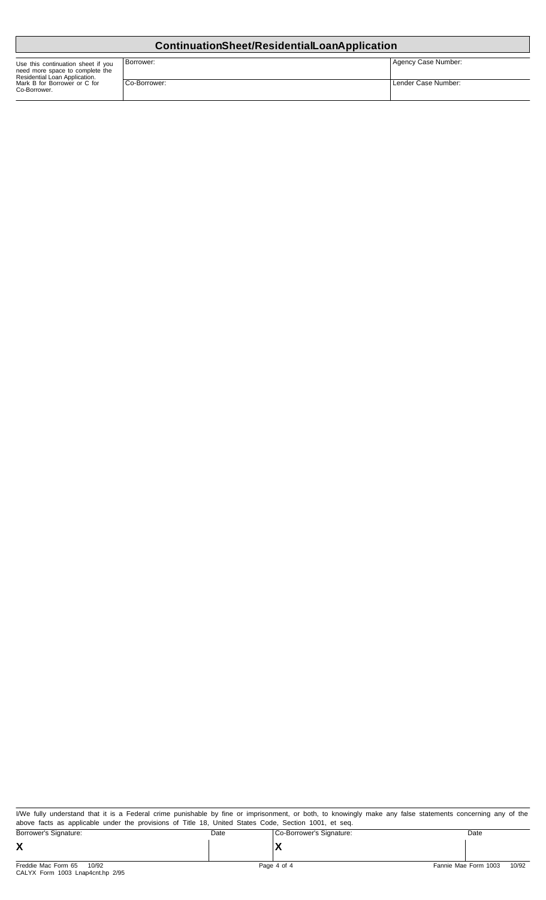# Continuation Sheet/Residential Loan Application

| | | |
|---|---|---|
| Use this continuation sheet if you need more space to complete the Residential Loan Application. Mark B for Borrower or C for Co-Borrower. | Borrower: | Agency Case Number: |
| | Co-Borrower: | Lender Case Number: |

I/We fully understand that it is a Federal crime punishable by fine or imprisonment, or both, to knowingly make any false statements concerning any of the above facts as applicable under the provisions of Title 18, United States Code, Section 1001, et seq.

| Borrower's Signature: | Date | Co-Borrower's Signature: | Date |
|---|---|---|---|
| X | | X | |

Freddie Mac Form 65 10/92
CALYX Form 1003 Lnap4cnt.hp 2/95

Fannie Mae Form 1003 10/92